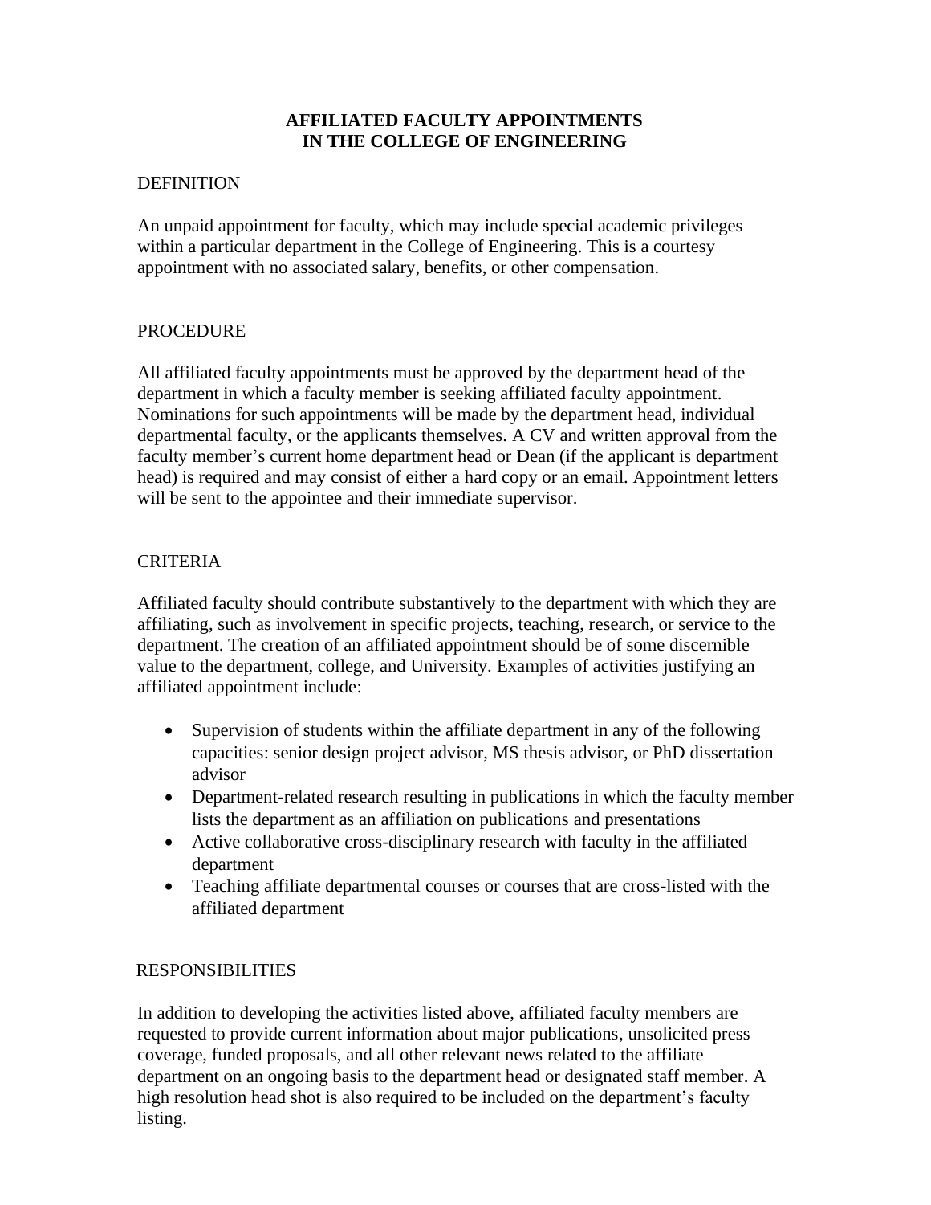# AFFILIATED FACULTY APPOINTMENTS IN THE COLLEGE OF ENGINEERING

## DEFINITION

An unpaid appointment for faculty, which may include special academic privileges within a particular department in the College of Engineering. This is a courtesy appointment with no associated salary, benefits, or other compensation.

## PROCEDURE

All affiliated faculty appointments must be approved by the department head of the department in which a faculty member is seeking affiliated faculty appointment. Nominations for such appointments will be made by the department head, individual departmental faculty, or the applicants themselves. A CV and written approval from the faculty member's current home department head or Dean (if the applicant is department head) is required and may consist of either a hard copy or an email. Appointment letters will be sent to the appointee and their immediate supervisor.

## CRITERIA

Affiliated faculty should contribute substantively to the department with which they are affiliating, such as involvement in specific projects, teaching, research, or service to the department. The creation of an affiliated appointment should be of some discernible value to the department, college, and University. Examples of activities justifying an affiliated appointment include:

- Supervision of students within the affiliate department in any of the following capacities: senior design project advisor, MS thesis advisor, or PhD dissertation advisor
- Department-related research resulting in publications in which the faculty member lists the department as an affiliation on publications and presentations
- Active collaborative cross-disciplinary research with faculty in the affiliated department
- Teaching affiliate departmental courses or courses that are cross-listed with the affiliated department

## RESPONSIBILITIES

In addition to developing the activities listed above, affiliated faculty members are requested to provide current information about major publications, unsolicited press coverage, funded proposals, and all other relevant news related to the affiliate department on an ongoing basis to the department head or designated staff member. A high resolution head shot is also required to be included on the department's faculty listing.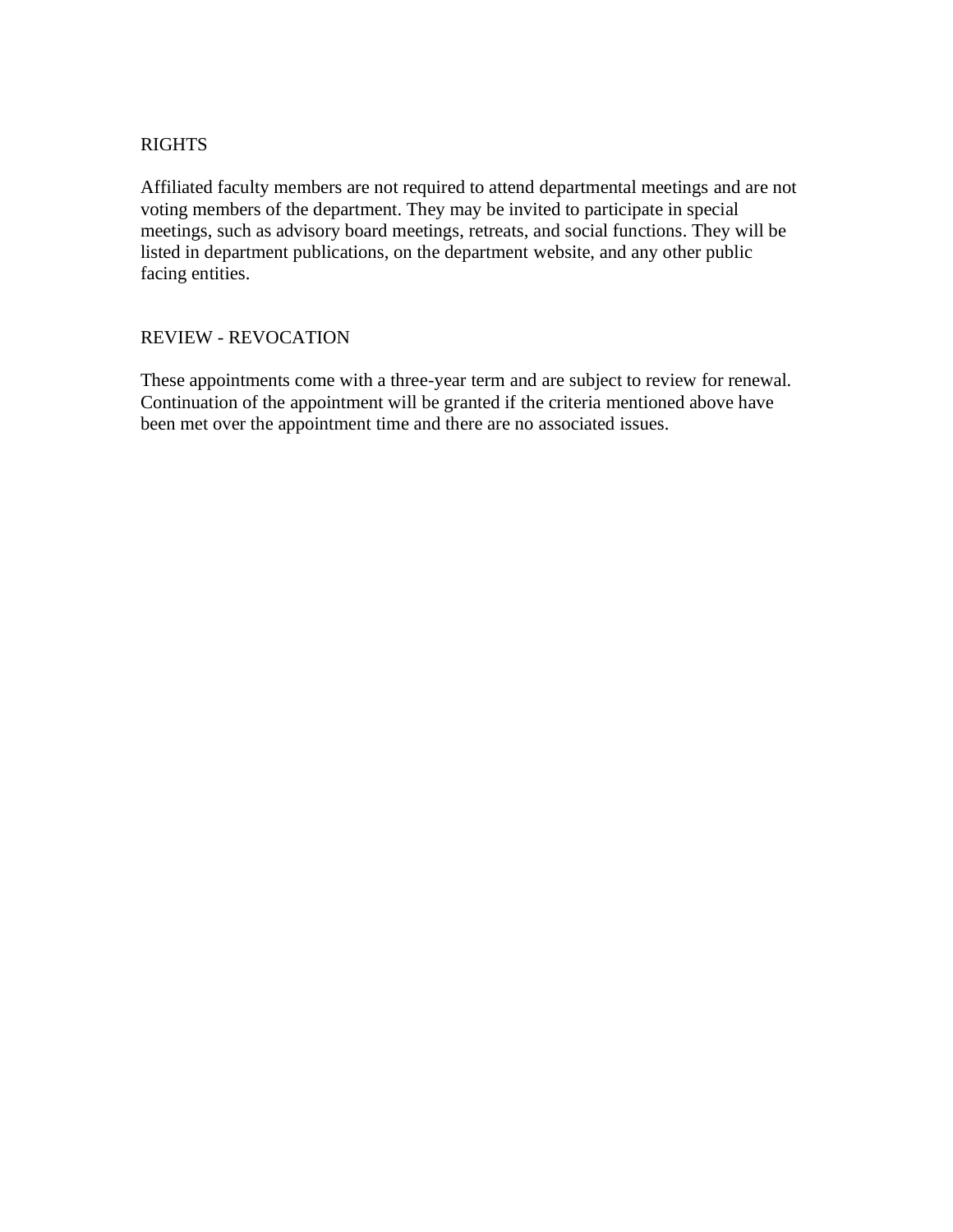## RIGHTS

Affiliated faculty members are not required to attend departmental meetings and are not voting members of the department. They may be invited to participate in special meetings, such as advisory board meetings, retreats, and social functions. They will be listed in department publications, on the department website, and any other public facing entities.

## REVIEW - REVOCATION

These appointments come with a three-year term and are subject to review for renewal. Continuation of the appointment will be granted if the criteria mentioned above have been met over the appointment time and there are no associated issues.